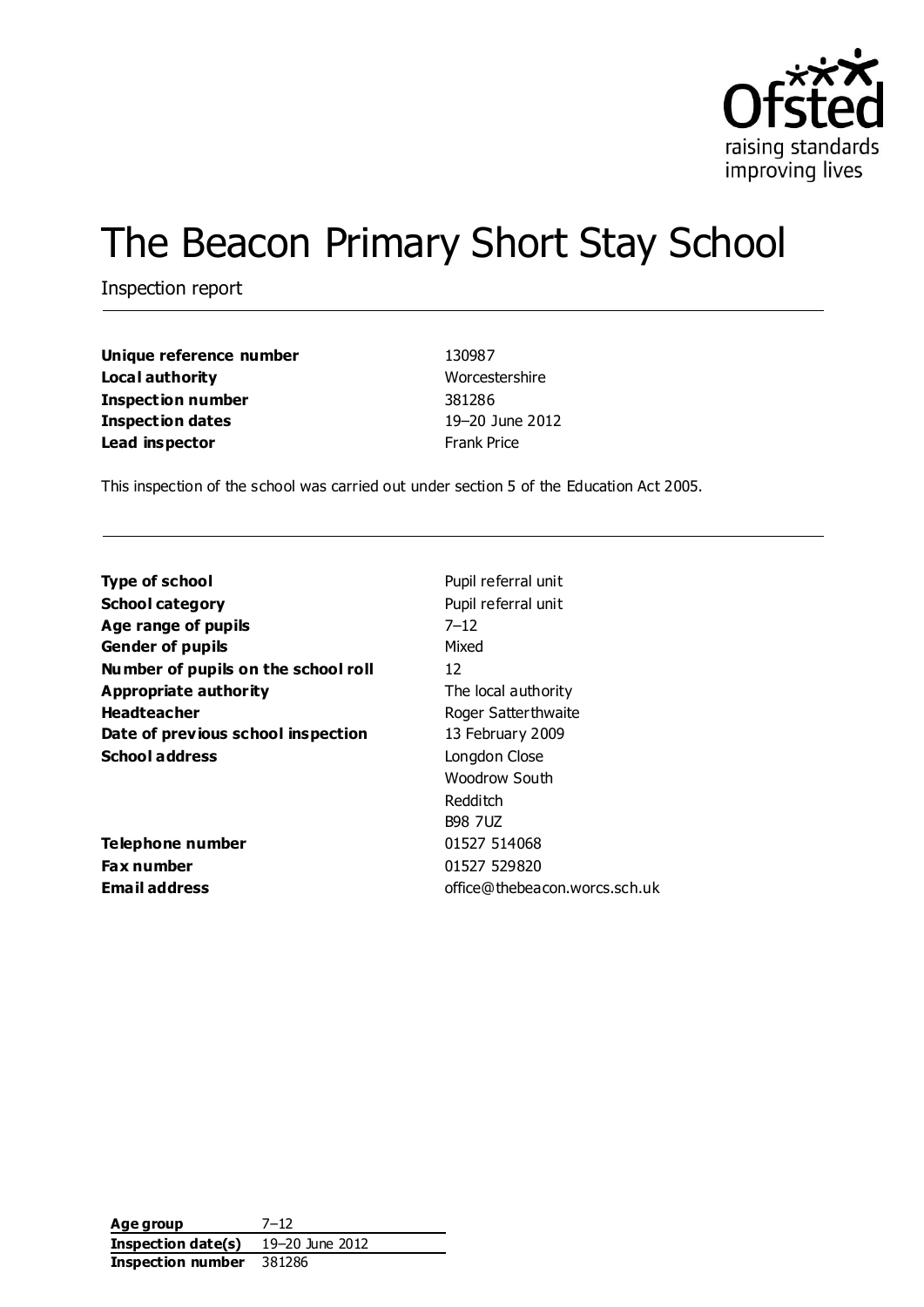# The Beacon Primary Short Stay School

Inspection report

| | |
|---|---|
| **Unique reference number** | 130987 |
| **Local authority** | Worcestershire |
| **Inspection number** | 381286 |
| **Inspection dates** | 19–20 June 2012 |
| **Lead inspector** | Frank Price |

This inspection of the school was carried out under section 5 of the Education Act 2005.

| | |
|---|---|
| **Type of school** | Pupil referral unit |
| **School category** | Pupil referral unit |
| **Age range of pupils** | 7–12 |
| **Gender of pupils** | Mixed |
| **Number of pupils on the school roll** | 12 |
| **Appropriate authority** | The local authority |
| **Headteacher** | Roger Satterthwaite |
| **Date of previous school inspection** | 13 February 2009 |
| **School address** | Longdon Close<br>Woodrow South<br>Redditch<br>B98 7UZ |
| **Telephone number** | 01527 514068 |
| **Fax number** | 01527 529820 |
| **Email address** | office@thebeacon.worcs.sch.uk |

| | |
|---|---|
| **Age group** | 7–12 |
| **Inspection date(s)** | 19–20 June 2012 |
| **Inspection number** | 381286 |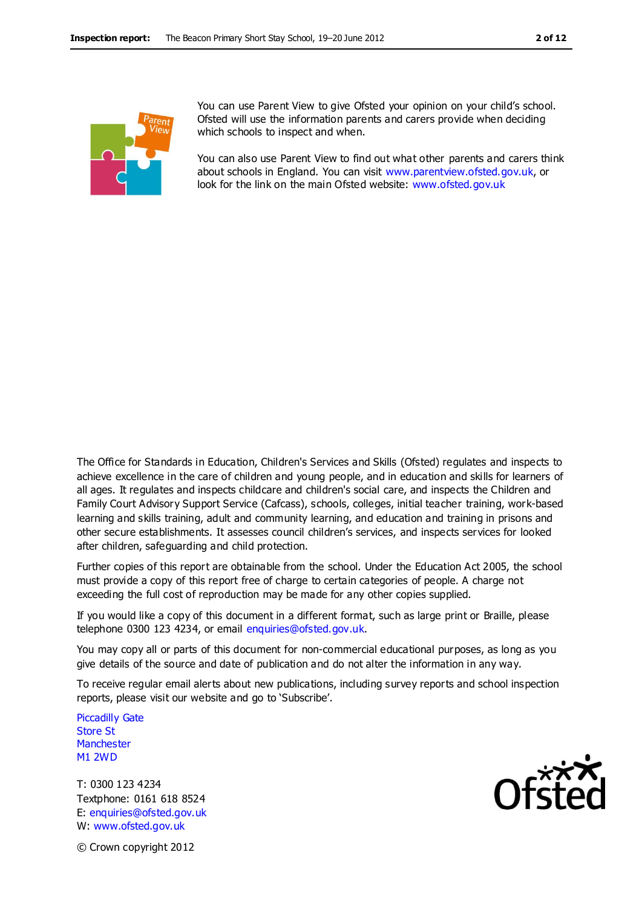You can use Parent View to give Ofsted your opinion on your child's school. Ofsted will use the information parents and carers provide when deciding which schools to inspect and when.

You can also use Parent View to find out what other parents and carers think about schools in England. You can visit www.parentview.ofsted.gov.uk, or look for the link on the main Ofsted website: www.ofsted.gov.uk

The Office for Standards in Education, Children's Services and Skills (Ofsted) regulates and inspects to achieve excellence in the care of children and young people, and in education and skills for learners of all ages. It regulates and inspects childcare and children's social care, and inspects the Children and Family Court Advisory Support Service (Cafcass), schools, colleges, initial teacher training, work-based learning and skills training, adult and community learning, and education and training in prisons and other secure establishments. It assesses council children's services, and inspects services for looked after children, safeguarding and child protection.

Further copies of this report are obtainable from the school. Under the Education Act 2005, the school must provide a copy of this report free of charge to certain categories of people. A charge not exceeding the full cost of reproduction may be made for any other copies supplied.

If you would like a copy of this document in a different format, such as large print or Braille, please telephone 0300 123 4234, or email enquiries@ofsted.gov.uk.

You may copy all or parts of this document for non-commercial educational purposes, as long as you give details of the source and date of publication and do not alter the information in any way.

To receive regular email alerts about new publications, including survey reports and school inspection reports, please visit our website and go to 'Subscribe'.

Piccadilly Gate
Store St
Manchester
M1 2WD

T: 0300 123 4234
Textphone: 0161 618 8524
E: enquiries@ofsted.gov.uk
W: www.ofsted.gov.uk

© Crown copyright 2012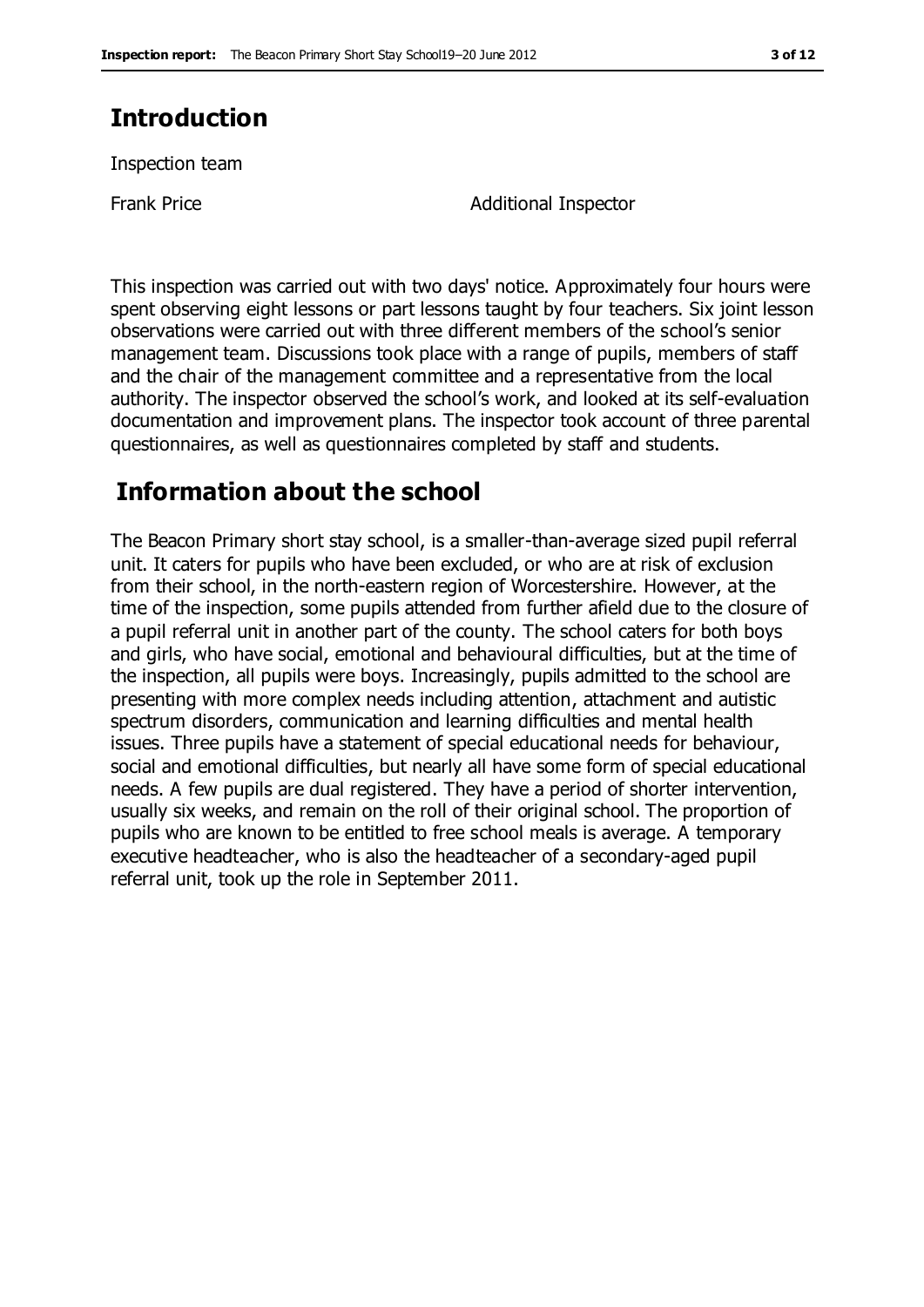## Introduction

Inspection team

Frank Price — Additional Inspector

This inspection was carried out with two days' notice. Approximately four hours were spent observing eight lessons or part lessons taught by four teachers. Six joint lesson observations were carried out with three different members of the school's senior management team. Discussions took place with a range of pupils, members of staff and the chair of the management committee and a representative from the local authority. The inspector observed the school's work, and looked at its self-evaluation documentation and improvement plans. The inspector took account of three parental questionnaires, as well as questionnaires completed by staff and students.

## Information about the school

The Beacon Primary short stay school, is a smaller-than-average sized pupil referral unit. It caters for pupils who have been excluded, or who are at risk of exclusion from their school, in the north-eastern region of Worcestershire. However, at the time of the inspection, some pupils attended from further afield due to the closure of a pupil referral unit in another part of the county. The school caters for both boys and girls, who have social, emotional and behavioural difficulties, but at the time of the inspection, all pupils were boys. Increasingly, pupils admitted to the school are presenting with more complex needs including attention, attachment and autistic spectrum disorders, communication and learning difficulties and mental health issues. Three pupils have a statement of special educational needs for behaviour, social and emotional difficulties, but nearly all have some form of special educational needs. A few pupils are dual registered. They have a period of shorter intervention, usually six weeks, and remain on the roll of their original school. The proportion of pupils who are known to be entitled to free school meals is average. A temporary executive headteacher, who is also the headteacher of a secondary-aged pupil referral unit, took up the role in September 2011.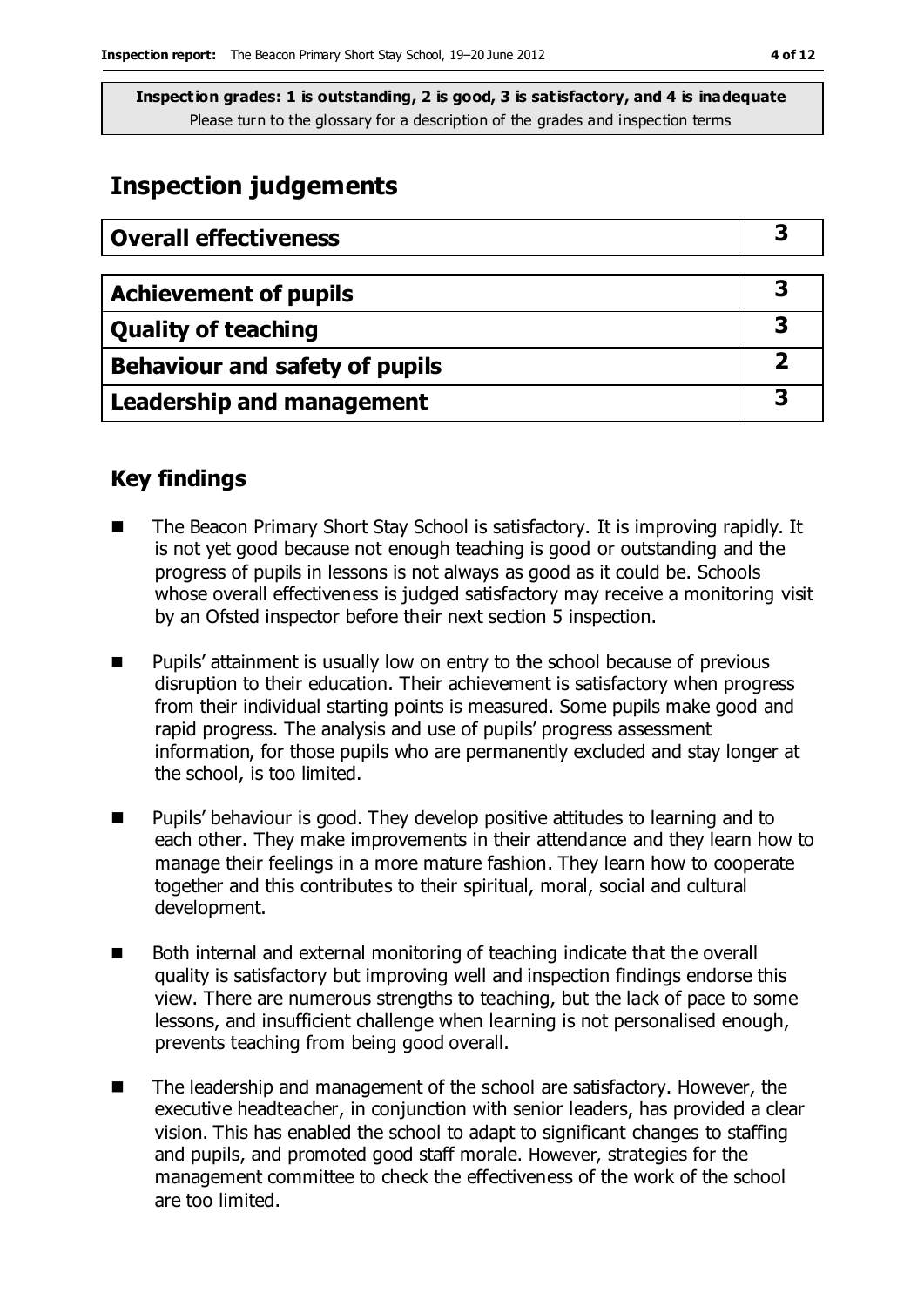**Inspection grades: 1 is outstanding, 2 is good, 3 is satisfactory, and 4 is inadequate**
Please turn to the glossary for a description of the grades and inspection terms

# Inspection judgements

| Overall effectiveness | 3 |
|---|---|

| Achievement of pupils | 3 |
|---|---|
| Quality of teaching | 3 |
| Behaviour and safety of pupils | 2 |
| Leadership and management | 3 |

## Key findings

- The Beacon Primary Short Stay School is satisfactory. It is improving rapidly. It is not yet good because not enough teaching is good or outstanding and the progress of pupils in lessons is not always as good as it could be. Schools whose overall effectiveness is judged satisfactory may receive a monitoring visit by an Ofsted inspector before their next section 5 inspection.
- Pupils' attainment is usually low on entry to the school because of previous disruption to their education. Their achievement is satisfactory when progress from their individual starting points is measured. Some pupils make good and rapid progress. The analysis and use of pupils' progress assessment information, for those pupils who are permanently excluded and stay longer at the school, is too limited.
- Pupils' behaviour is good. They develop positive attitudes to learning and to each other. They make improvements in their attendance and they learn how to manage their feelings in a more mature fashion. They learn how to cooperate together and this contributes to their spiritual, moral, social and cultural development.
- Both internal and external monitoring of teaching indicate that the overall quality is satisfactory but improving well and inspection findings endorse this view. There are numerous strengths to teaching, but the lack of pace to some lessons, and insufficient challenge when learning is not personalised enough, prevents teaching from being good overall.
- The leadership and management of the school are satisfactory. However, the executive headteacher, in conjunction with senior leaders, has provided a clear vision. This has enabled the school to adapt to significant changes to staffing and pupils, and promoted good staff morale. However, strategies for the management committee to check the effectiveness of the work of the school are too limited.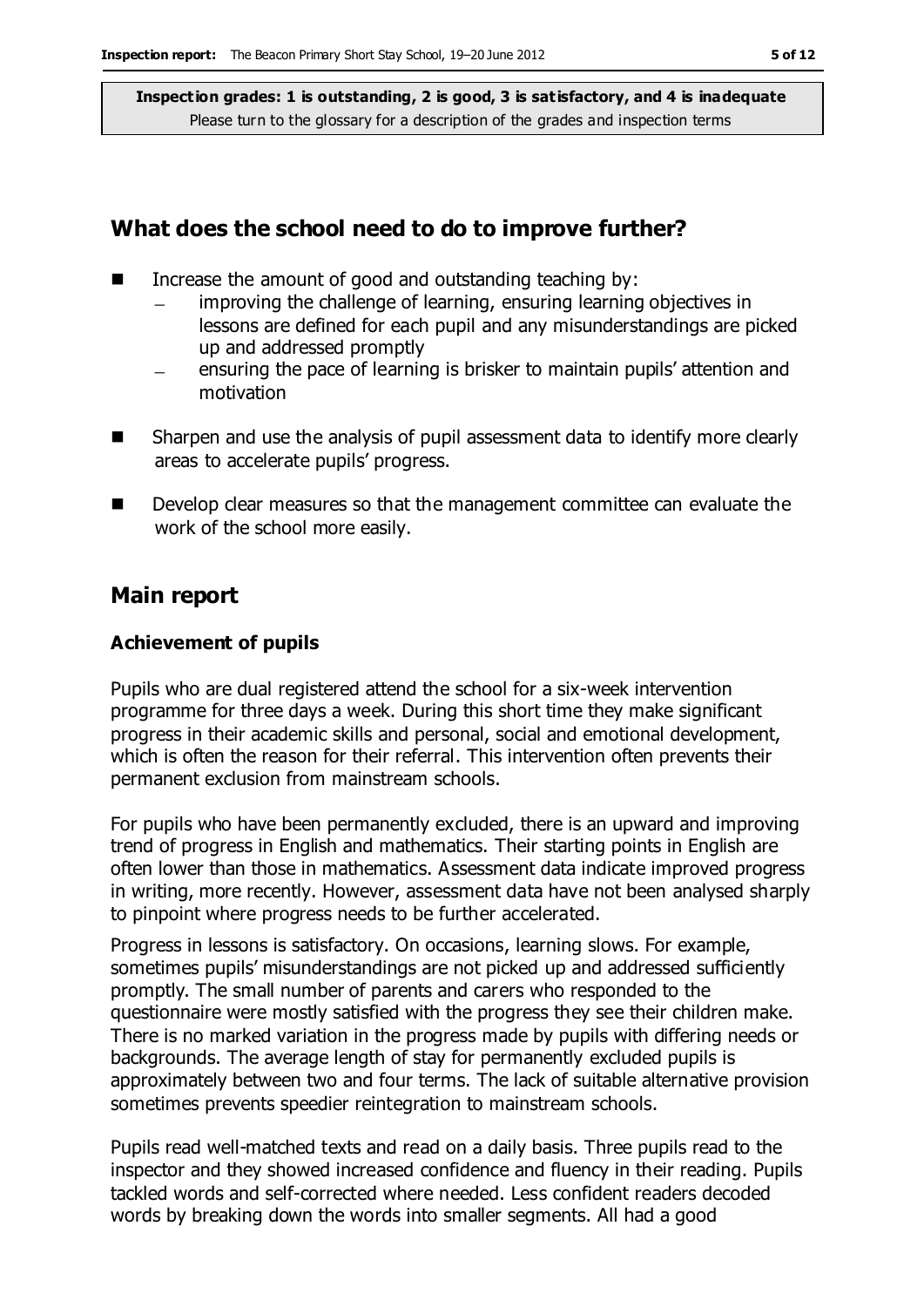## What does the school need to do to improve further?

- Increase the amount of good and outstanding teaching by:
  - improving the challenge of learning, ensuring learning objectives in lessons are defined for each pupil and any misunderstandings are picked up and addressed promptly
  - ensuring the pace of learning is brisker to maintain pupils' attention and motivation
- Sharpen and use the analysis of pupil assessment data to identify more clearly areas to accelerate pupils' progress.
- Develop clear measures so that the management committee can evaluate the work of the school more easily.

## Main report

### Achievement of pupils

Pupils who are dual registered attend the school for a six-week intervention programme for three days a week. During this short time they make significant progress in their academic skills and personal, social and emotional development, which is often the reason for their referral. This intervention often prevents their permanent exclusion from mainstream schools.

For pupils who have been permanently excluded, there is an upward and improving trend of progress in English and mathematics. Their starting points in English are often lower than those in mathematics. Assessment data indicate improved progress in writing, more recently. However, assessment data have not been analysed sharply to pinpoint where progress needs to be further accelerated.

Progress in lessons is satisfactory. On occasions, learning slows. For example, sometimes pupils' misunderstandings are not picked up and addressed sufficiently promptly. The small number of parents and carers who responded to the questionnaire were mostly satisfied with the progress they see their children make. There is no marked variation in the progress made by pupils with differing needs or backgrounds. The average length of stay for permanently excluded pupils is approximately between two and four terms. The lack of suitable alternative provision sometimes prevents speedier reintegration to mainstream schools.

Pupils read well-matched texts and read on a daily basis. Three pupils read to the inspector and they showed increased confidence and fluency in their reading. Pupils tackled words and self-corrected where needed. Less confident readers decoded words by breaking down the words into smaller segments. All had a good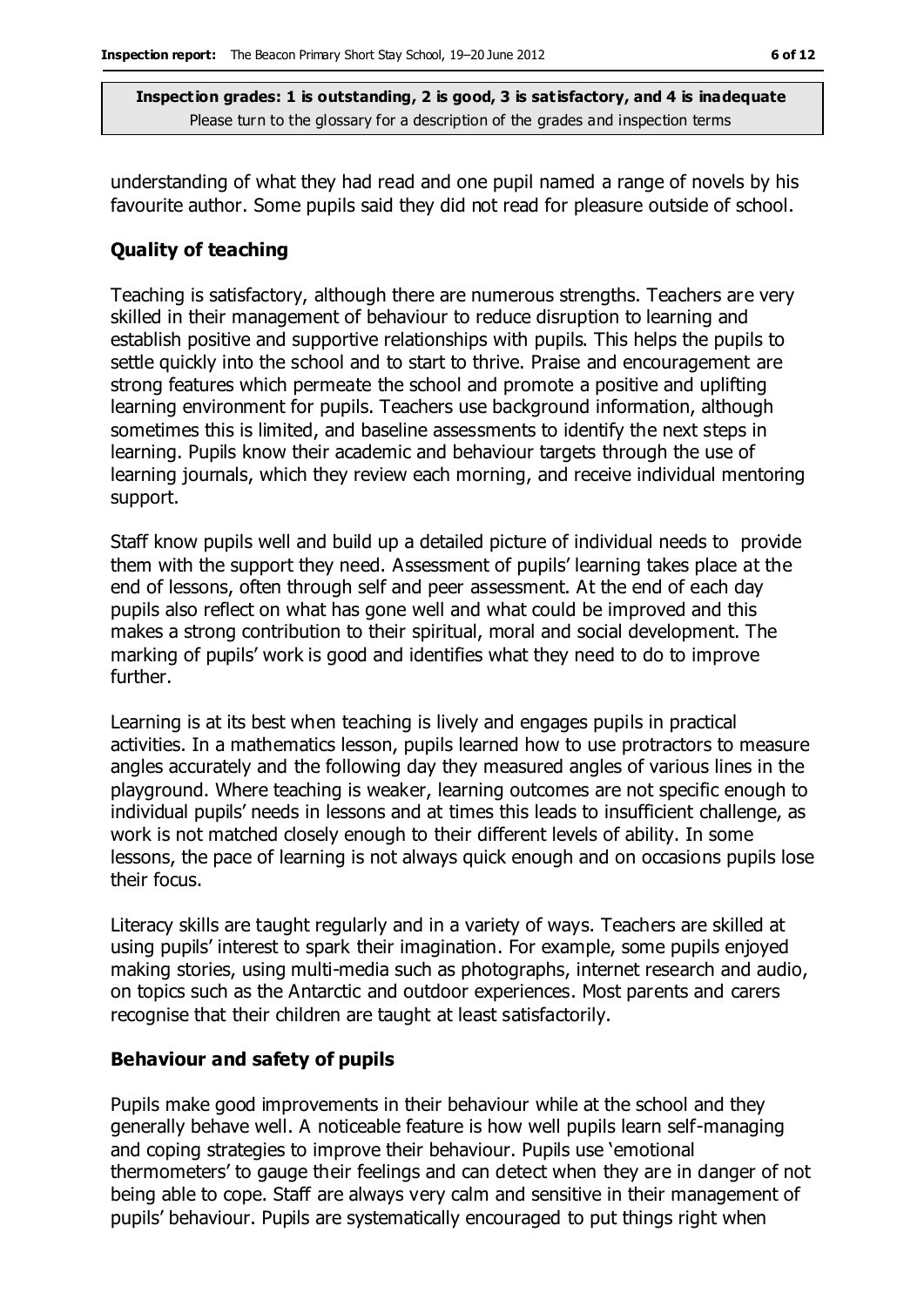understanding of what they had read and one pupil named a range of novels by his favourite author. Some pupils said they did not read for pleasure outside of school.

### Quality of teaching

Teaching is satisfactory, although there are numerous strengths. Teachers are very skilled in their management of behaviour to reduce disruption to learning and establish positive and supportive relationships with pupils. This helps the pupils to settle quickly into the school and to start to thrive. Praise and encouragement are strong features which permeate the school and promote a positive and uplifting learning environment for pupils. Teachers use background information, although sometimes this is limited, and baseline assessments to identify the next steps in learning. Pupils know their academic and behaviour targets through the use of learning journals, which they review each morning, and receive individual mentoring support.

Staff know pupils well and build up a detailed picture of individual needs to provide them with the support they need. Assessment of pupils' learning takes place at the end of lessons, often through self and peer assessment. At the end of each day pupils also reflect on what has gone well and what could be improved and this makes a strong contribution to their spiritual, moral and social development. The marking of pupils' work is good and identifies what they need to do to improve further.

Learning is at its best when teaching is lively and engages pupils in practical activities. In a mathematics lesson, pupils learned how to use protractors to measure angles accurately and the following day they measured angles of various lines in the playground. Where teaching is weaker, learning outcomes are not specific enough to individual pupils' needs in lessons and at times this leads to insufficient challenge, as work is not matched closely enough to their different levels of ability. In some lessons, the pace of learning is not always quick enough and on occasions pupils lose their focus.

Literacy skills are taught regularly and in a variety of ways. Teachers are skilled at using pupils' interest to spark their imagination. For example, some pupils enjoyed making stories, using multi-media such as photographs, internet research and audio, on topics such as the Antarctic and outdoor experiences. Most parents and carers recognise that their children are taught at least satisfactorily.

### Behaviour and safety of pupils

Pupils make good improvements in their behaviour while at the school and they generally behave well. A noticeable feature is how well pupils learn self-managing and coping strategies to improve their behaviour. Pupils use 'emotional thermometers' to gauge their feelings and can detect when they are in danger of not being able to cope. Staff are always very calm and sensitive in their management of pupils' behaviour. Pupils are systematically encouraged to put things right when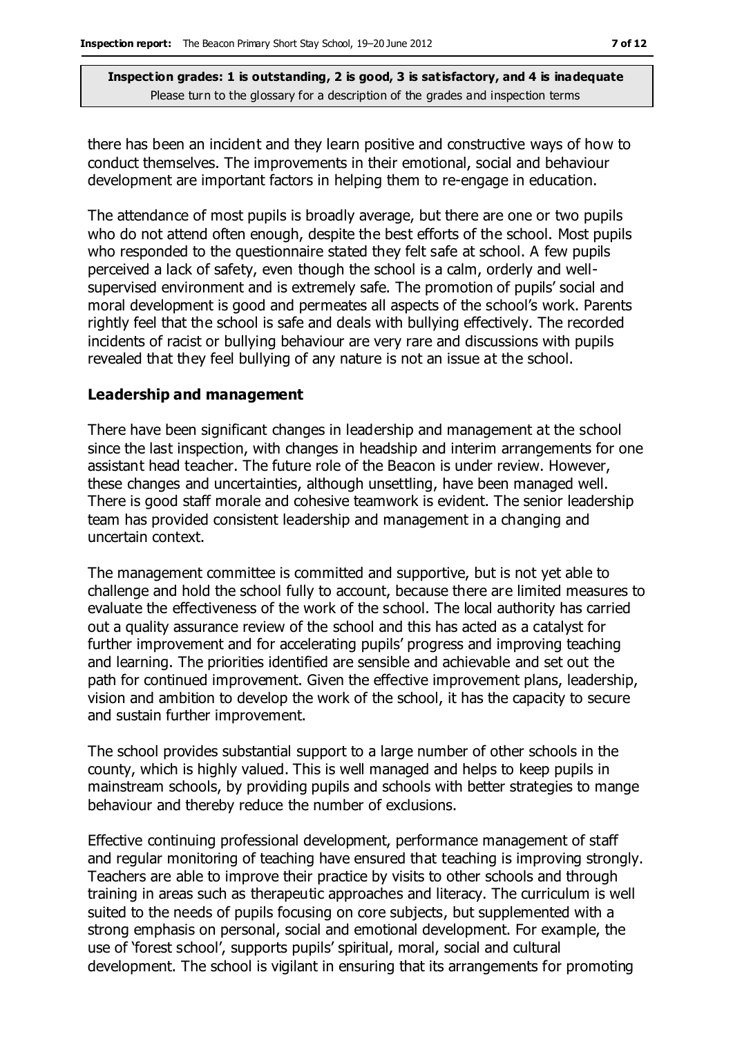there has been an incident and they learn positive and constructive ways of how to conduct themselves. The improvements in their emotional, social and behaviour development are important factors in helping them to re-engage in education.

The attendance of most pupils is broadly average, but there are one or two pupils who do not attend often enough, despite the best efforts of the school. Most pupils who responded to the questionnaire stated they felt safe at school. A few pupils perceived a lack of safety, even though the school is a calm, orderly and well-supervised environment and is extremely safe. The promotion of pupils' social and moral development is good and permeates all aspects of the school's work. Parents rightly feel that the school is safe and deals with bullying effectively. The recorded incidents of racist or bullying behaviour are very rare and discussions with pupils revealed that they feel bullying of any nature is not an issue at the school.

## Leadership and management

There have been significant changes in leadership and management at the school since the last inspection, with changes in headship and interim arrangements for one assistant head teacher. The future role of the Beacon is under review. However, these changes and uncertainties, although unsettling, have been managed well. There is good staff morale and cohesive teamwork is evident. The senior leadership team has provided consistent leadership and management in a changing and uncertain context.

The management committee is committed and supportive, but is not yet able to challenge and hold the school fully to account, because there are limited measures to evaluate the effectiveness of the work of the school. The local authority has carried out a quality assurance review of the school and this has acted as a catalyst for further improvement and for accelerating pupils' progress and improving teaching and learning. The priorities identified are sensible and achievable and set out the path for continued improvement. Given the effective improvement plans, leadership, vision and ambition to develop the work of the school, it has the capacity to secure and sustain further improvement.

The school provides substantial support to a large number of other schools in the county, which is highly valued. This is well managed and helps to keep pupils in mainstream schools, by providing pupils and schools with better strategies to mange behaviour and thereby reduce the number of exclusions.

Effective continuing professional development, performance management of staff and regular monitoring of teaching have ensured that teaching is improving strongly. Teachers are able to improve their practice by visits to other schools and through training in areas such as therapeutic approaches and literacy. The curriculum is well suited to the needs of pupils focusing on core subjects, but supplemented with a strong emphasis on personal, social and emotional development. For example, the use of 'forest school', supports pupils' spiritual, moral, social and cultural development. The school is vigilant in ensuring that its arrangements for promoting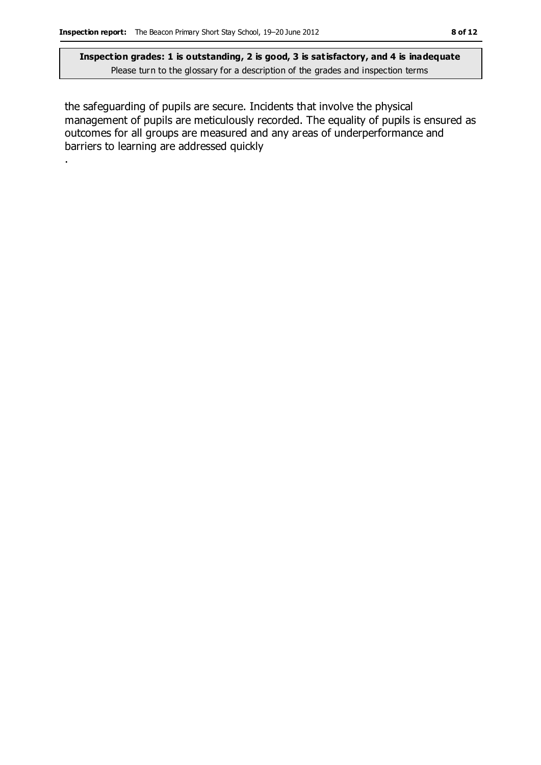the safeguarding of pupils are secure. Incidents that involve the physical management of pupils are meticulously recorded. The equality of pupils is ensured as outcomes for all groups are measured and any areas of underperformance and barriers to learning are addressed quickly

.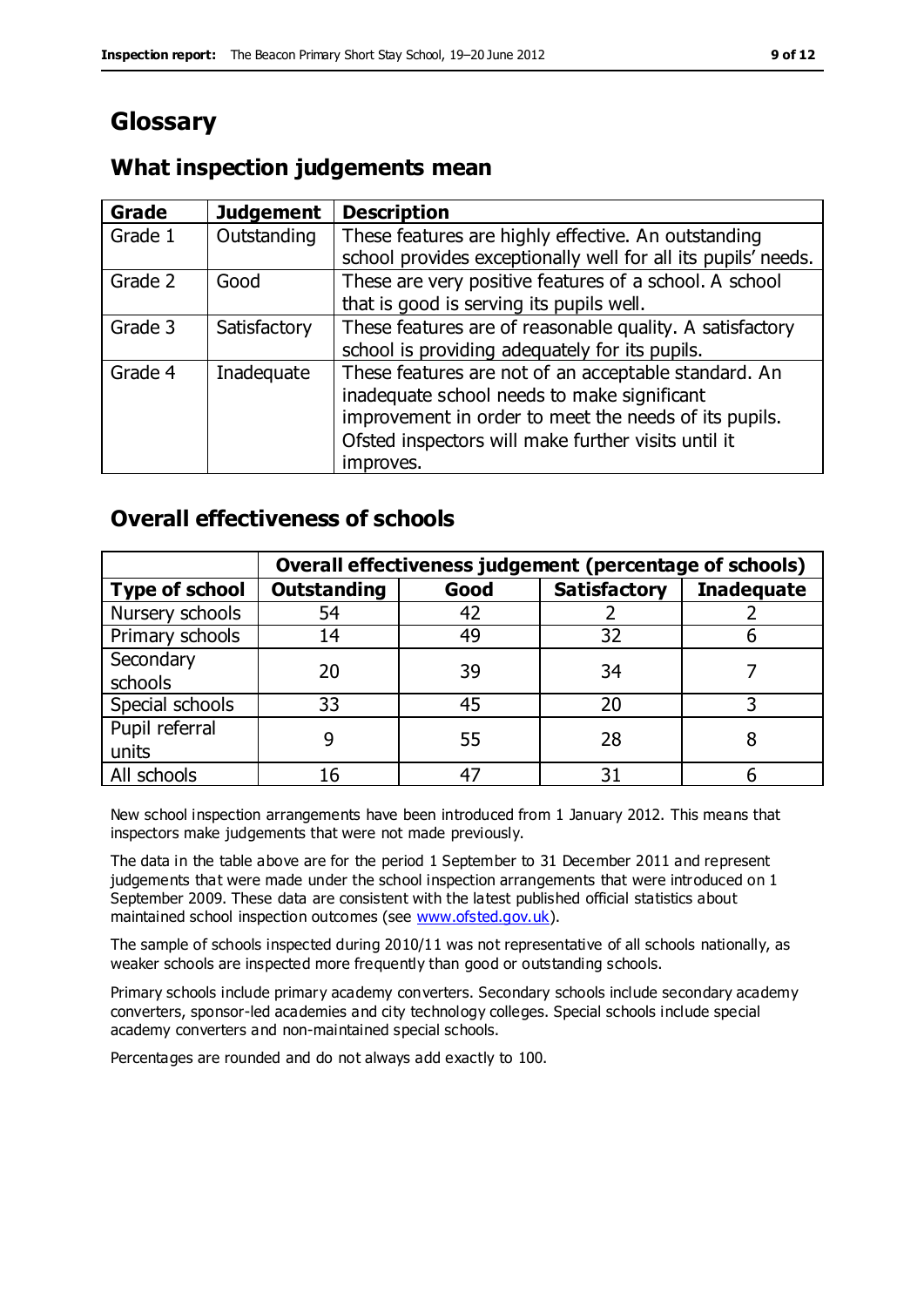# Glossary

## What inspection judgements mean

| Grade | Judgement | Description |
|---|---|---|
| Grade 1 | Outstanding | These features are highly effective. An outstanding school provides exceptionally well for all its pupils' needs. |
| Grade 2 | Good | These are very positive features of a school. A school that is good is serving its pupils well. |
| Grade 3 | Satisfactory | These features are of reasonable quality. A satisfactory school is providing adequately for its pupils. |
| Grade 4 | Inadequate | These features are not of an acceptable standard. An inadequate school needs to make significant improvement in order to meet the needs of its pupils. Ofsted inspectors will make further visits until it improves. |

## Overall effectiveness of schools

| | Overall effectiveness judgement (percentage of schools) | | | |
|---|---|---|---|---|
| **Type of school** | **Outstanding** | **Good** | **Satisfactory** | **Inadequate** |
| Nursery schools | 54 | 42 | 2 | 2 |
| Primary schools | 14 | 49 | 32 | 6 |
| Secondary schools | 20 | 39 | 34 | 7 |
| Special schools | 33 | 45 | 20 | 3 |
| Pupil referral units | 9 | 55 | 28 | 8 |
| All schools | 16 | 47 | 31 | 6 |

New school inspection arrangements have been introduced from 1 January 2012. This means that inspectors make judgements that were not made previously.

The data in the table above are for the period 1 September to 31 December 2011 and represent judgements that were made under the school inspection arrangements that were introduced on 1 September 2009. These data are consistent with the latest published official statistics about maintained school inspection outcomes (see www.ofsted.gov.uk).

The sample of schools inspected during 2010/11 was not representative of all schools nationally, as weaker schools are inspected more frequently than good or outstanding schools.

Primary schools include primary academy converters. Secondary schools include secondary academy converters, sponsor-led academies and city technology colleges. Special schools include special academy converters and non-maintained special schools.

Percentages are rounded and do not always add exactly to 100.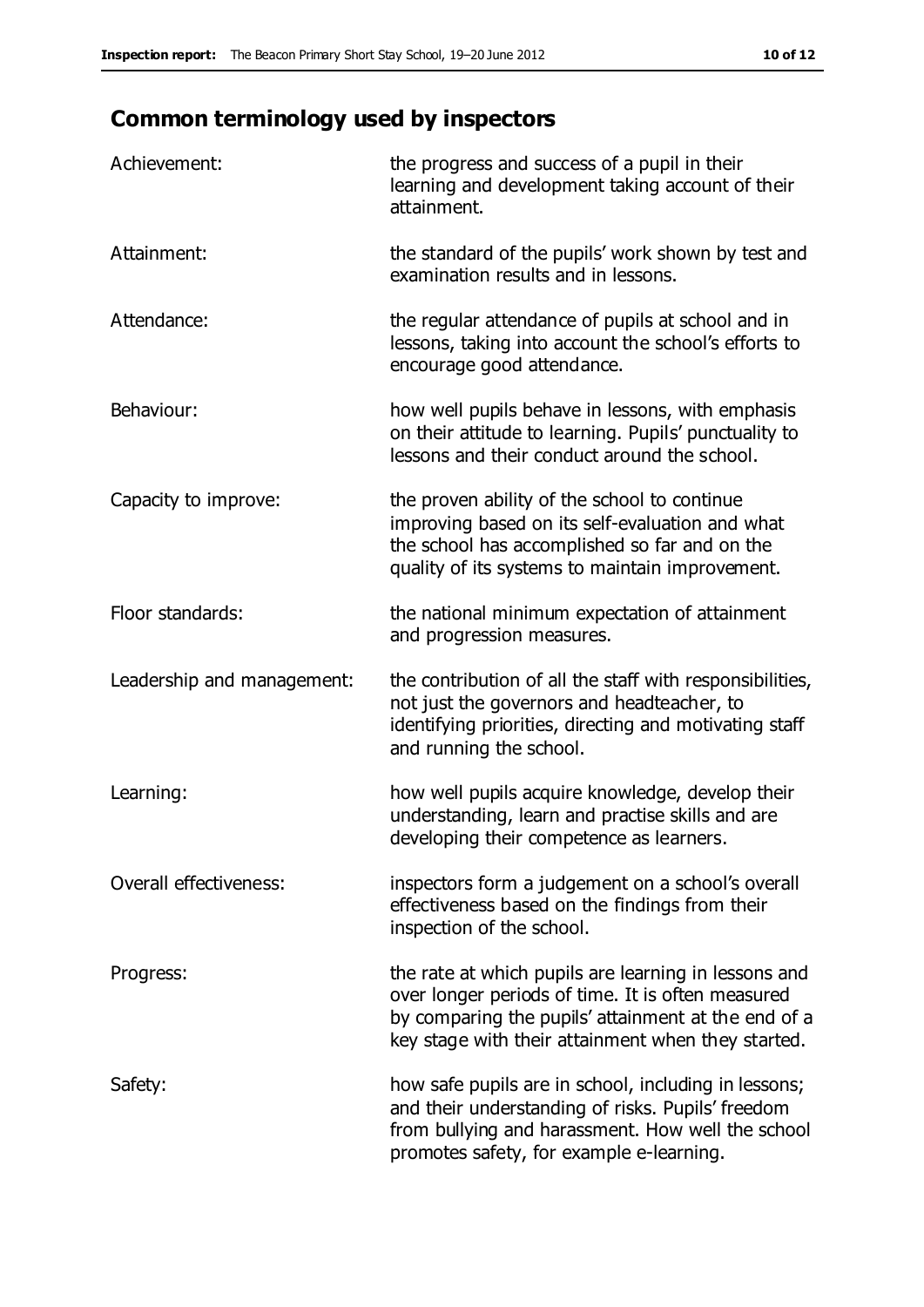## Common terminology used by inspectors

| | |
|---|---|
| Achievement: | the progress and success of a pupil in their learning and development taking account of their attainment. |
| Attainment: | the standard of the pupils' work shown by test and examination results and in lessons. |
| Attendance: | the regular attendance of pupils at school and in lessons, taking into account the school's efforts to encourage good attendance. |
| Behaviour: | how well pupils behave in lessons, with emphasis on their attitude to learning. Pupils' punctuality to lessons and their conduct around the school. |
| Capacity to improve: | the proven ability of the school to continue improving based on its self-evaluation and what the school has accomplished so far and on the quality of its systems to maintain improvement. |
| Floor standards: | the national minimum expectation of attainment and progression measures. |
| Leadership and management: | the contribution of all the staff with responsibilities, not just the governors and headteacher, to identifying priorities, directing and motivating staff and running the school. |
| Learning: | how well pupils acquire knowledge, develop their understanding, learn and practise skills and are developing their competence as learners. |
| Overall effectiveness: | inspectors form a judgement on a school's overall effectiveness based on the findings from their inspection of the school. |
| Progress: | the rate at which pupils are learning in lessons and over longer periods of time. It is often measured by comparing the pupils' attainment at the end of a key stage with their attainment when they started. |
| Safety: | how safe pupils are in school, including in lessons; and their understanding of risks. Pupils' freedom from bullying and harassment. How well the school promotes safety, for example e-learning. |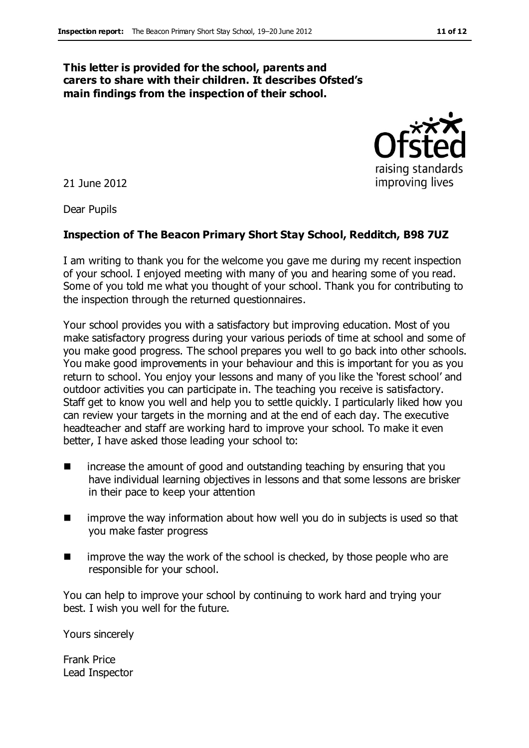**This letter is provided for the school, parents and carers to share with their children. It describes Ofsted's main findings from the inspection of their school.**

21 June 2012

Dear Pupils

**Inspection of The Beacon Primary Short Stay School, Redditch, B98 7UZ**

I am writing to thank you for the welcome you gave me during my recent inspection of your school. I enjoyed meeting with many of you and hearing some of you read. Some of you told me what you thought of your school. Thank you for contributing to the inspection through the returned questionnaires.

Your school provides you with a satisfactory but improving education. Most of you make satisfactory progress during your various periods of time at school and some of you make good progress. The school prepares you well to go back into other schools. You make good improvements in your behaviour and this is important for you as you return to school. You enjoy your lessons and many of you like the 'forest school' and outdoor activities you can participate in. The teaching you receive is satisfactory. Staff get to know you well and help you to settle quickly. I particularly liked how you can review your targets in the morning and at the end of each day. The executive headteacher and staff are working hard to improve your school. To make it even better, I have asked those leading your school to:

- increase the amount of good and outstanding teaching by ensuring that you have individual learning objectives in lessons and that some lessons are brisker in their pace to keep your attention
- improve the way information about how well you do in subjects is used so that you make faster progress
- improve the way the work of the school is checked, by those people who are responsible for your school.

You can help to improve your school by continuing to work hard and trying your best. I wish you well for the future.

Yours sincerely

Frank Price
Lead Inspector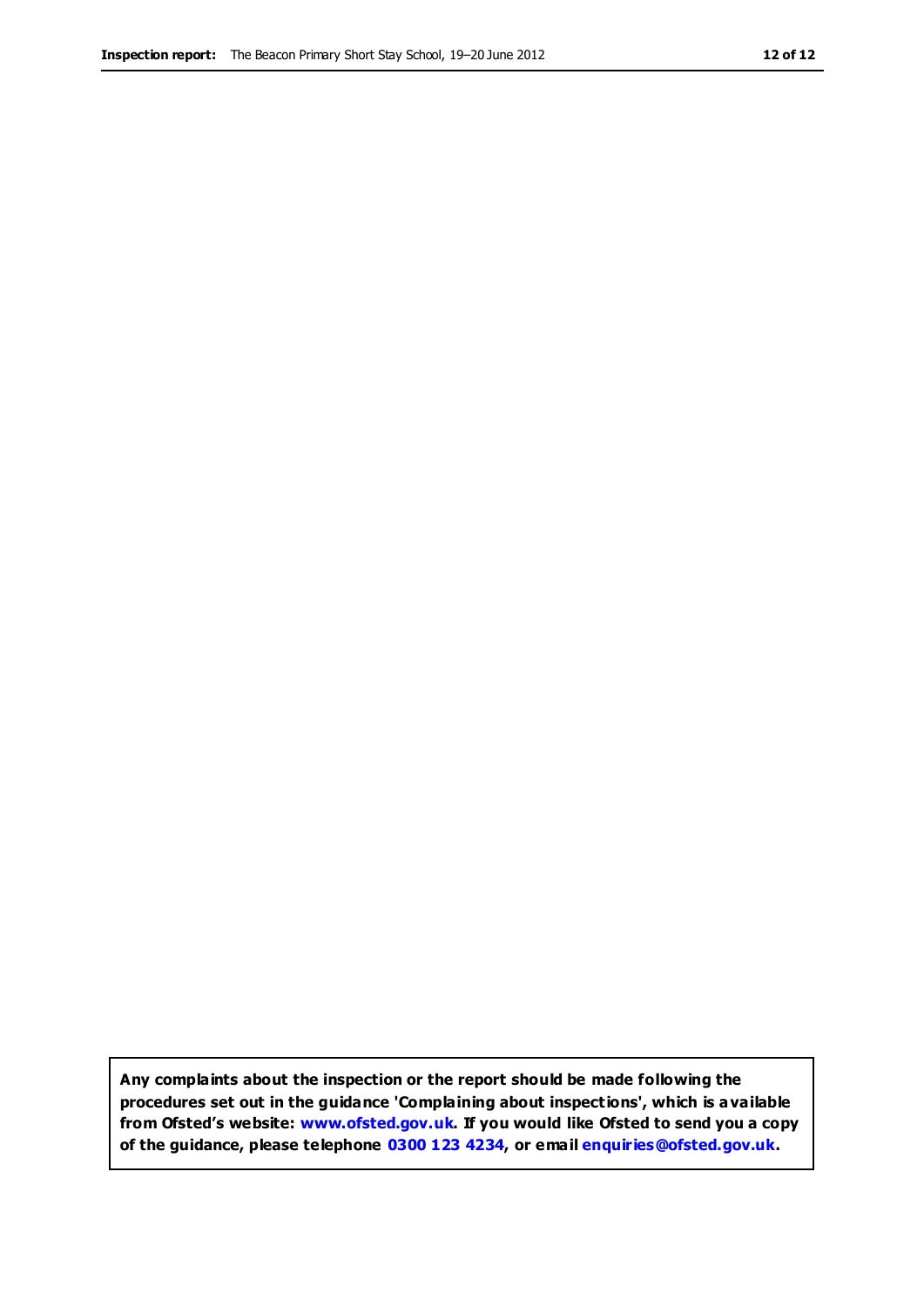**Any complaints about the inspection or the report should be made following the procedures set out in the guidance 'Complaining about inspections', which is available from Ofsted's website: www.ofsted.gov.uk. If you would like Ofsted to send you a copy of the guidance, please telephone 0300 123 4234, or email enquiries@ofsted.gov.uk.**